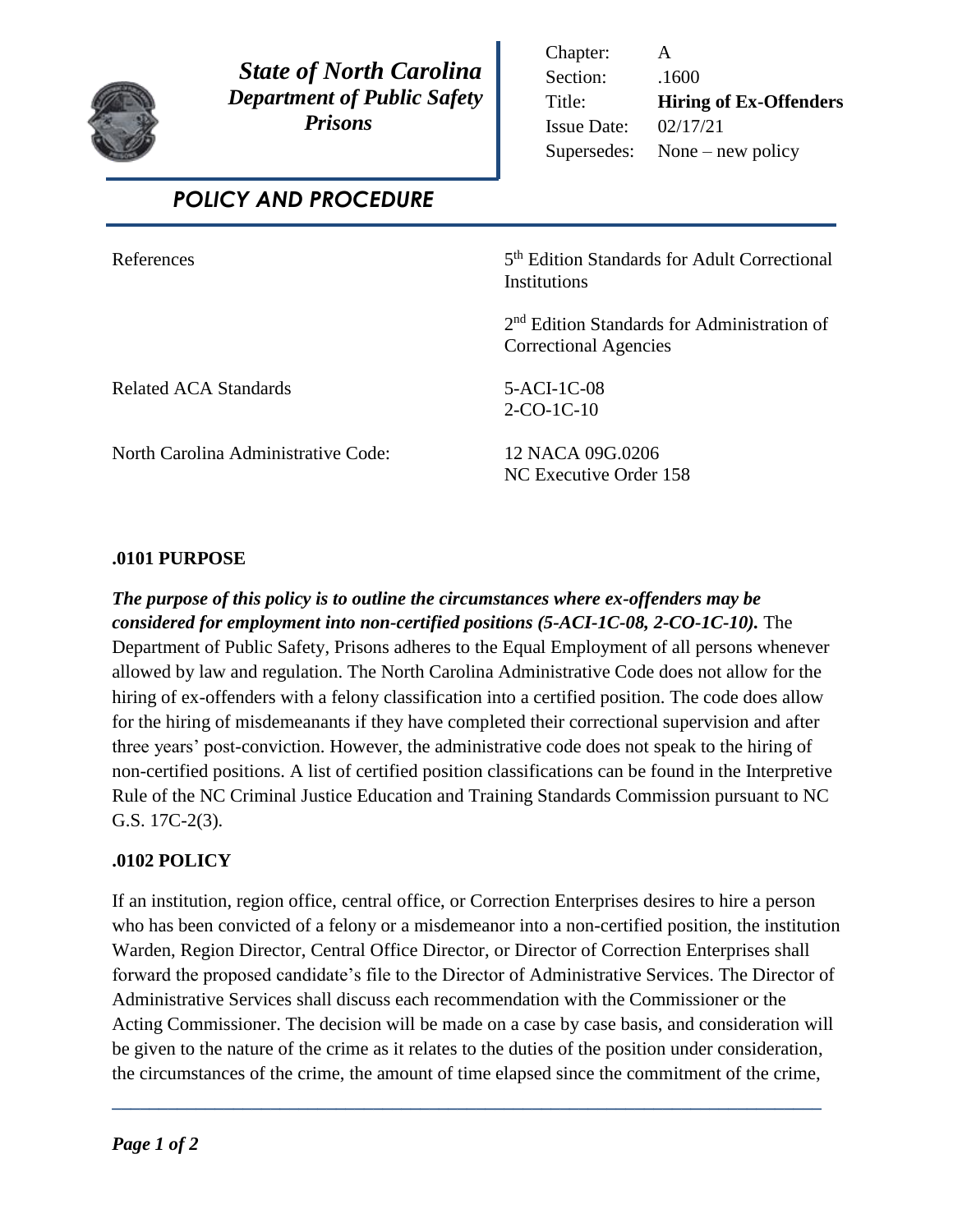# State of North Carolina
## Department of Public Safety
## Prisons

| | |
|---|---|
| Chapter: | A |
| Section: | .1600 |
| Title: | **Hiring of Ex-Offenders** |
| Issue Date: | 02/17/21 |
| Supersedes: | None – new policy |

## *POLICY AND PROCEDURE*

| | |
|---|---|
| References | 5th Edition Standards for Adult Correctional Institutions<br><br>2nd Edition Standards for Administration of Correctional Agencies |
| Related ACA Standards | 5-ACI-1C-08<br>2-CO-1C-10 |
| North Carolina Administrative Code: | 12 NACA 09G.0206<br>NC Executive Order 158 |

### .0101 PURPOSE

***The purpose of this policy is to outline the circumstances where ex-offenders may be considered for employment into non-certified positions (5-ACI-1C-08, 2-CO-1C-10).*** The Department of Public Safety, Prisons adheres to the Equal Employment of all persons whenever allowed by law and regulation. The North Carolina Administrative Code does not allow for the hiring of ex-offenders with a felony classification into a certified position. The code does allow for the hiring of misdemeanants if they have completed their correctional supervision and after three years' post-conviction. However, the administrative code does not speak to the hiring of non-certified positions. A list of certified position classifications can be found in the Interpretive Rule of the NC Criminal Justice Education and Training Standards Commission pursuant to NC G.S. 17C-2(3).

### .0102 POLICY

If an institution, region office, central office, or Correction Enterprises desires to hire a person who has been convicted of a felony or a misdemeanor into a non-certified position, the institution Warden, Region Director, Central Office Director, or Director of Correction Enterprises shall forward the proposed candidate's file to the Director of Administrative Services. The Director of Administrative Services shall discuss each recommendation with the Commissioner or the Acting Commissioner. The decision will be made on a case by case basis, and consideration will be given to the nature of the crime as it relates to the duties of the position under consideration, the circumstances of the crime, the amount of time elapsed since the commitment of the crime,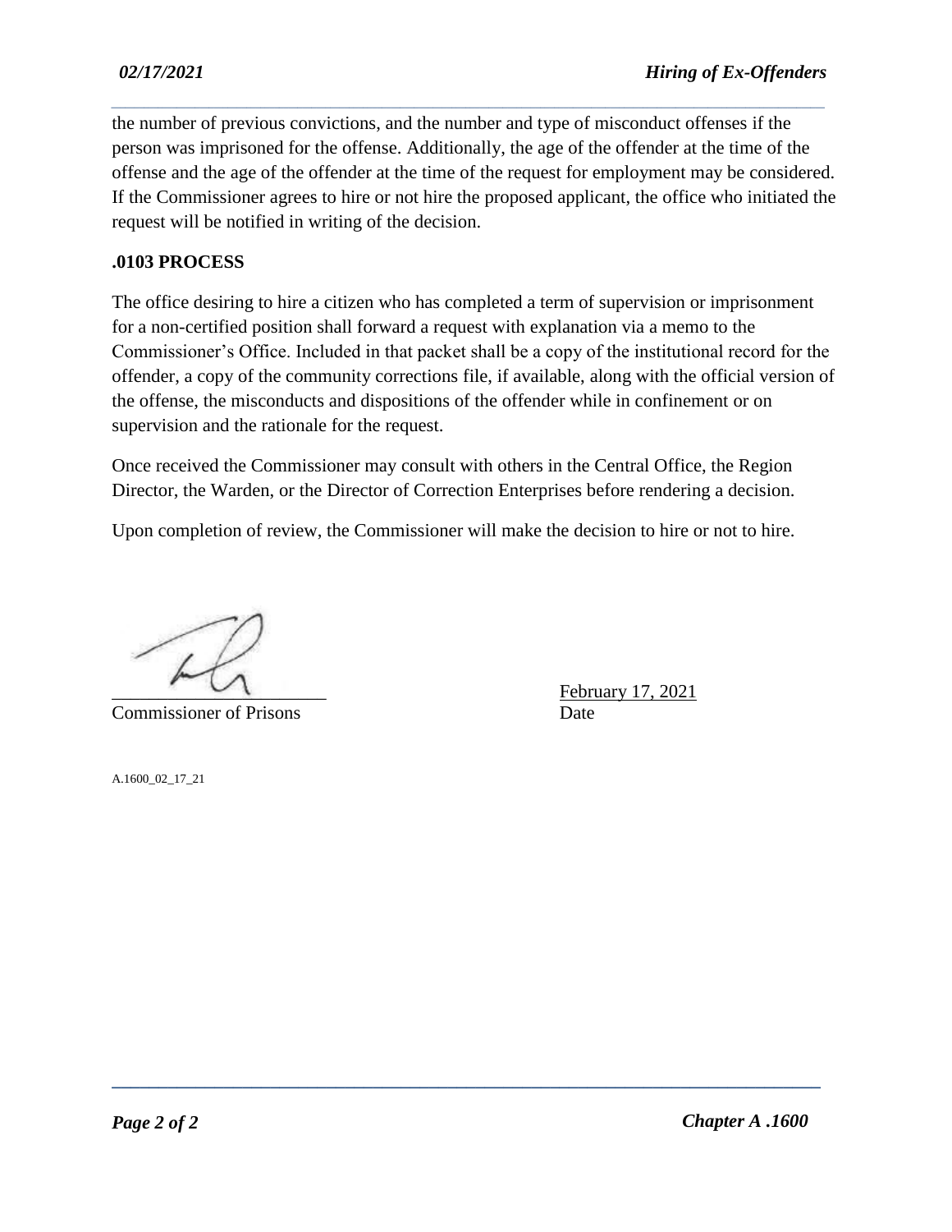the number of previous convictions, and the number and type of misconduct offenses if the person was imprisoned for the offense. Additionally, the age of the offender at the time of the offense and the age of the offender at the time of the request for employment may be considered. If the Commissioner agrees to hire or not hire the proposed applicant, the office who initiated the request will be notified in writing of the decision.

**.0103 PROCESS**

The office desiring to hire a citizen who has completed a term of supervision or imprisonment for a non-certified position shall forward a request with explanation via a memo to the Commissioner's Office. Included in that packet shall be a copy of the institutional record for the offender, a copy of the community corrections file, if available, along with the official version of the offense, the misconducts and dispositions of the offender while in confinement or on supervision and the rationale for the request.

Once received the Commissioner may consult with others in the Central Office, the Region Director, the Warden, or the Director of Correction Enterprises before rendering a decision.

Upon completion of review, the Commissioner will make the decision to hire or not to hire.

______________________
Commissioner of Prisons

February 17, 2021
Date

A.1600_02_17_21